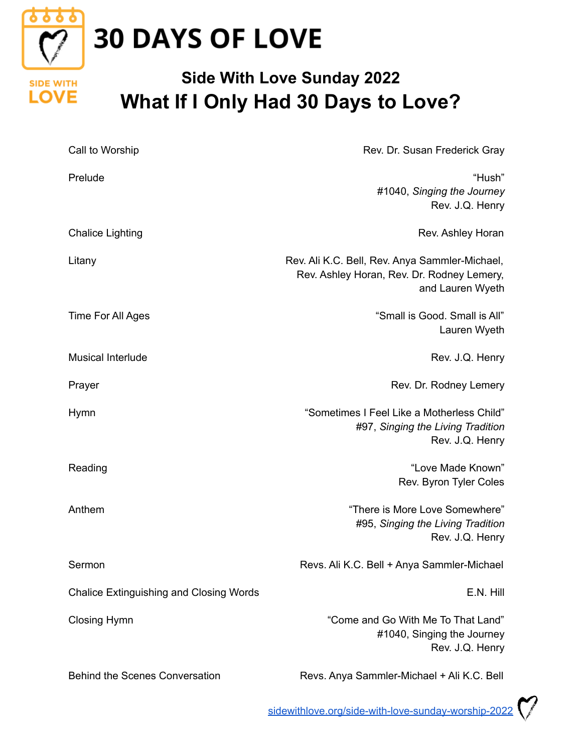# 30 DAYS OF LOVE

SIDE WITH LOVE

## Side With Love Sunday 2022

# What If I Only Had 30 Days to Love?

| | |
|---|---|
| Call to Worship | Rev. Dr. Susan Frederick Gray |
| Prelude | "Hush"<br>#1040, *Singing the Journey*<br>Rev. J.Q. Henry |
| Chalice Lighting | Rev. Ashley Horan |
| Litany | Rev. Ali K.C. Bell, Rev. Anya Sammler-Michael,<br>Rev. Ashley Horan, Rev. Dr. Rodney Lemery,<br>and Lauren Wyeth |
| Time For All Ages | "Small is Good. Small is All"<br>Lauren Wyeth |
| Musical Interlude | Rev. J.Q. Henry |
| Prayer | Rev. Dr. Rodney Lemery |
| Hymn | "Sometimes I Feel Like a Motherless Child"<br>#97, *Singing the Living Tradition*<br>Rev. J.Q. Henry |
| Reading | "Love Made Known"<br>Rev. Byron Tyler Coles |
| Anthem | "There is More Love Somewhere"<br>#95, *Singing the Living Tradition*<br>Rev. J.Q. Henry |
| Sermon | Revs. Ali K.C. Bell + Anya Sammler-Michael |
| Chalice Extinguishing and Closing Words | E.N. Hill |
| Closing Hymn | "Come and Go With Me To That Land"<br>#1040, Singing the Journey<br>Rev. J.Q. Henry |
| Behind the Scenes Conversation | Revs. Anya Sammler-Michael + Ali K.C. Bell |

sidewithlove.org/side-with-love-sunday-worship-2022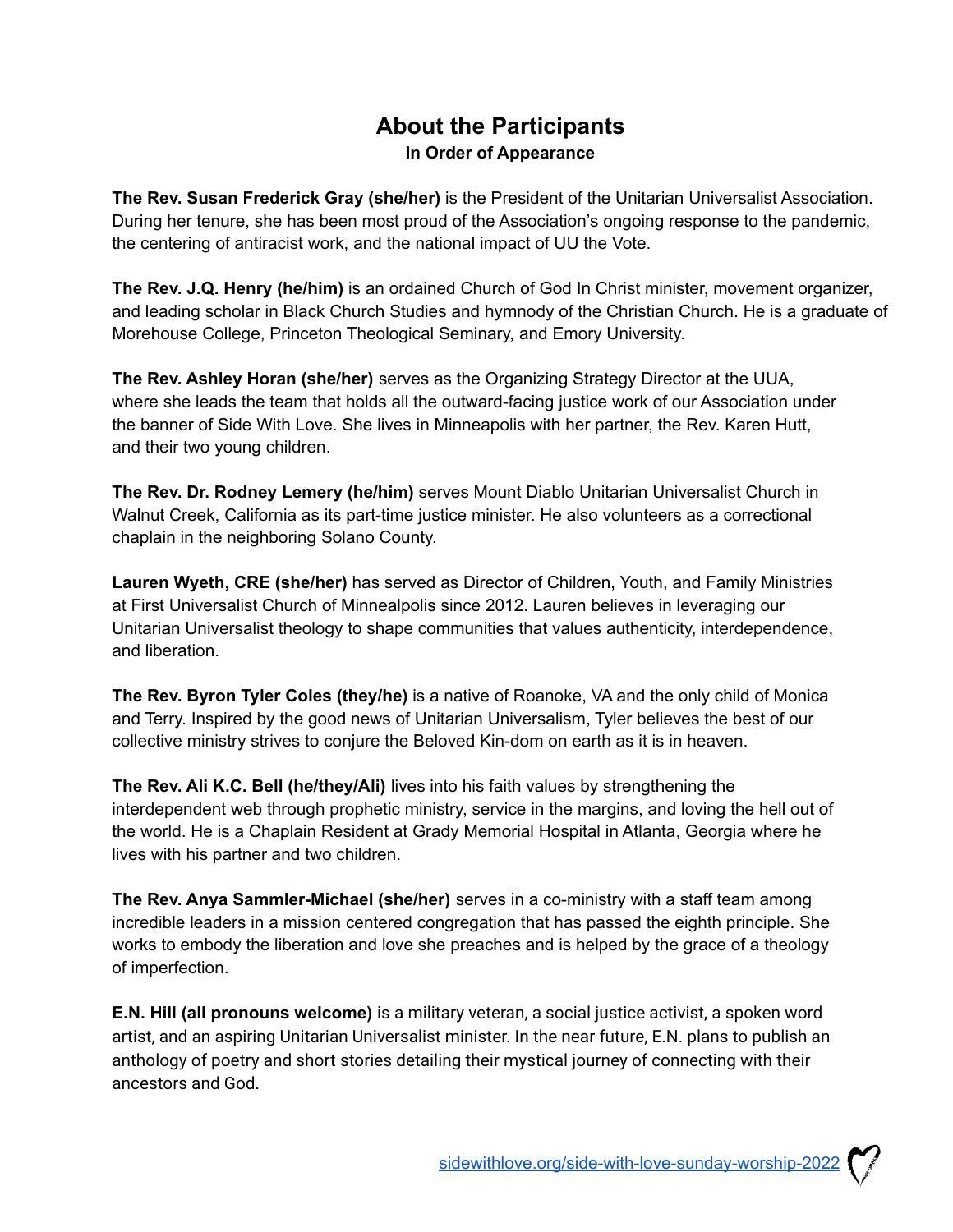## About the Participants

**In Order of Appearance**

**The Rev. Susan Frederick Gray (she/her)** is the President of the Unitarian Universalist Association. During her tenure, she has been most proud of the Association's ongoing response to the pandemic, the centering of antiracist work, and the national impact of UU the Vote.

**The Rev. J.Q. Henry (he/him)** is an ordained Church of God In Christ minister, movement organizer, and leading scholar in Black Church Studies and hymnody of the Christian Church. He is a graduate of Morehouse College, Princeton Theological Seminary, and Emory University.

**The Rev. Ashley Horan (she/her)** serves as the Organizing Strategy Director at the UUA, where she leads the team that holds all the outward-facing justice work of our Association under the banner of Side With Love. She lives in Minneapolis with her partner, the Rev. Karen Hutt, and their two young children.

**The Rev. Dr. Rodney Lemery (he/him)** serves Mount Diablo Unitarian Universalist Church in Walnut Creek, California as its part-time justice minister. He also volunteers as a correctional chaplain in the neighboring Solano County.

**Lauren Wyeth, CRE (she/her)** has served as Director of Children, Youth, and Family Ministries at First Universalist Church of Minnealpolis since 2012. Lauren believes in leveraging our Unitarian Universalist theology to shape communities that values authenticity, interdependence, and liberation.

**The Rev. Byron Tyler Coles (they/he)** is a native of Roanoke, VA and the only child of Monica and Terry. Inspired by the good news of Unitarian Universalism, Tyler believes the best of our collective ministry strives to conjure the Beloved Kin-dom on earth as it is in heaven.

**The Rev. Ali K.C. Bell (he/they/Ali)** lives into his faith values by strengthening the interdependent web through prophetic ministry, service in the margins, and loving the hell out of the world. He is a Chaplain Resident at Grady Memorial Hospital in Atlanta, Georgia where he lives with his partner and two children.

**The Rev. Anya Sammler-Michael (she/her)** serves in a co-ministry with a staff team among incredible leaders in a mission centered congregation that has passed the eighth principle. She works to embody the liberation and love she preaches and is helped by the grace of a theology of imperfection.

**E.N. Hill (all pronouns welcome)** is a military veteran, a social justice activist, a spoken word artist, and an aspiring Unitarian Universalist minister. In the near future, E.N. plans to publish an anthology of poetry and short stories detailing their mystical journey of connecting with their ancestors and God.

sidewithlove.org/side-with-love-sunday-worship-2022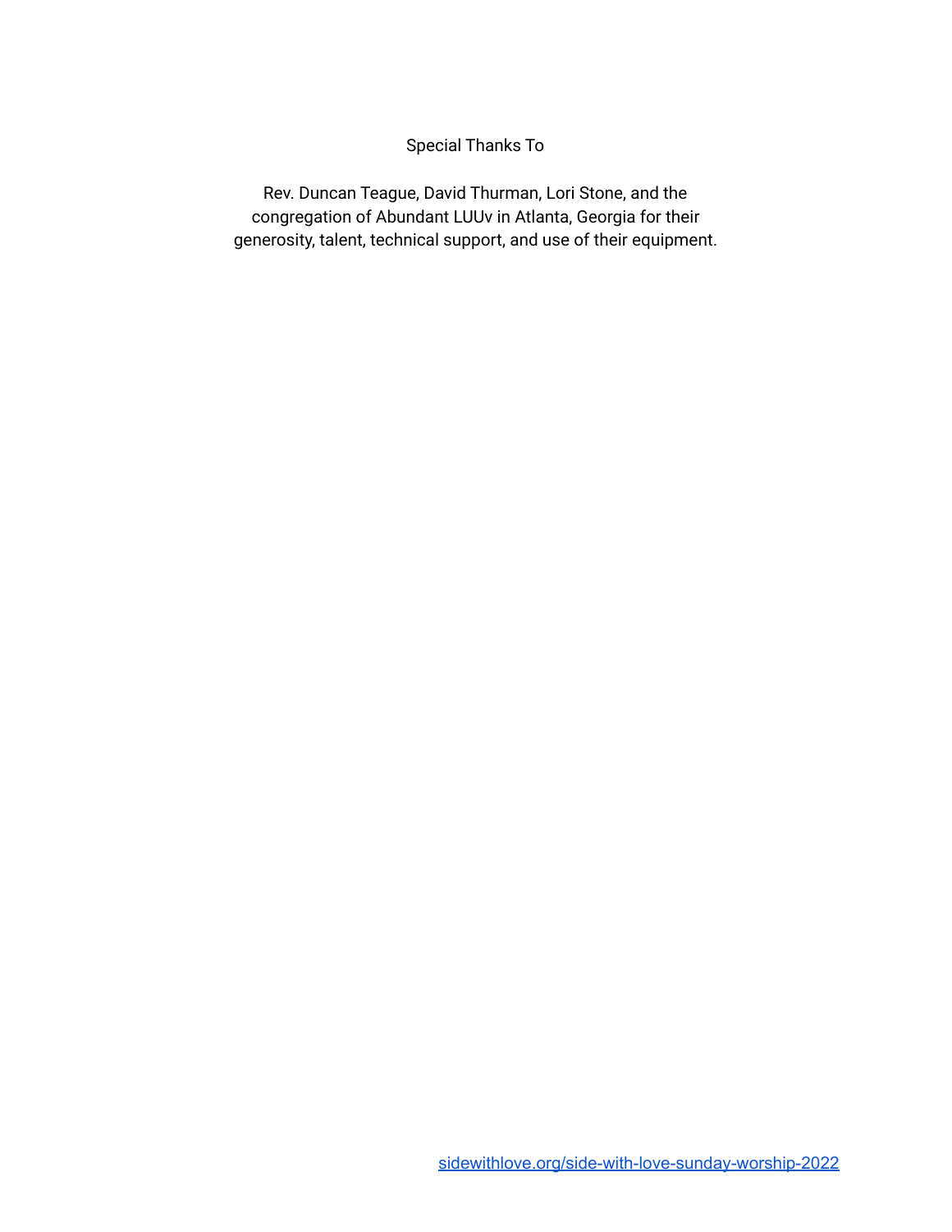Special Thanks To

Rev. Duncan Teague, David Thurman, Lori Stone, and the congregation of Abundant LUUv in Atlanta, Georgia for their generosity, talent, technical support, and use of their equipment.

[sidewithlove.org/side-with-love-sunday-worship-2022](https://sidewithlove.org/side-with-love-sunday-worship-2022)